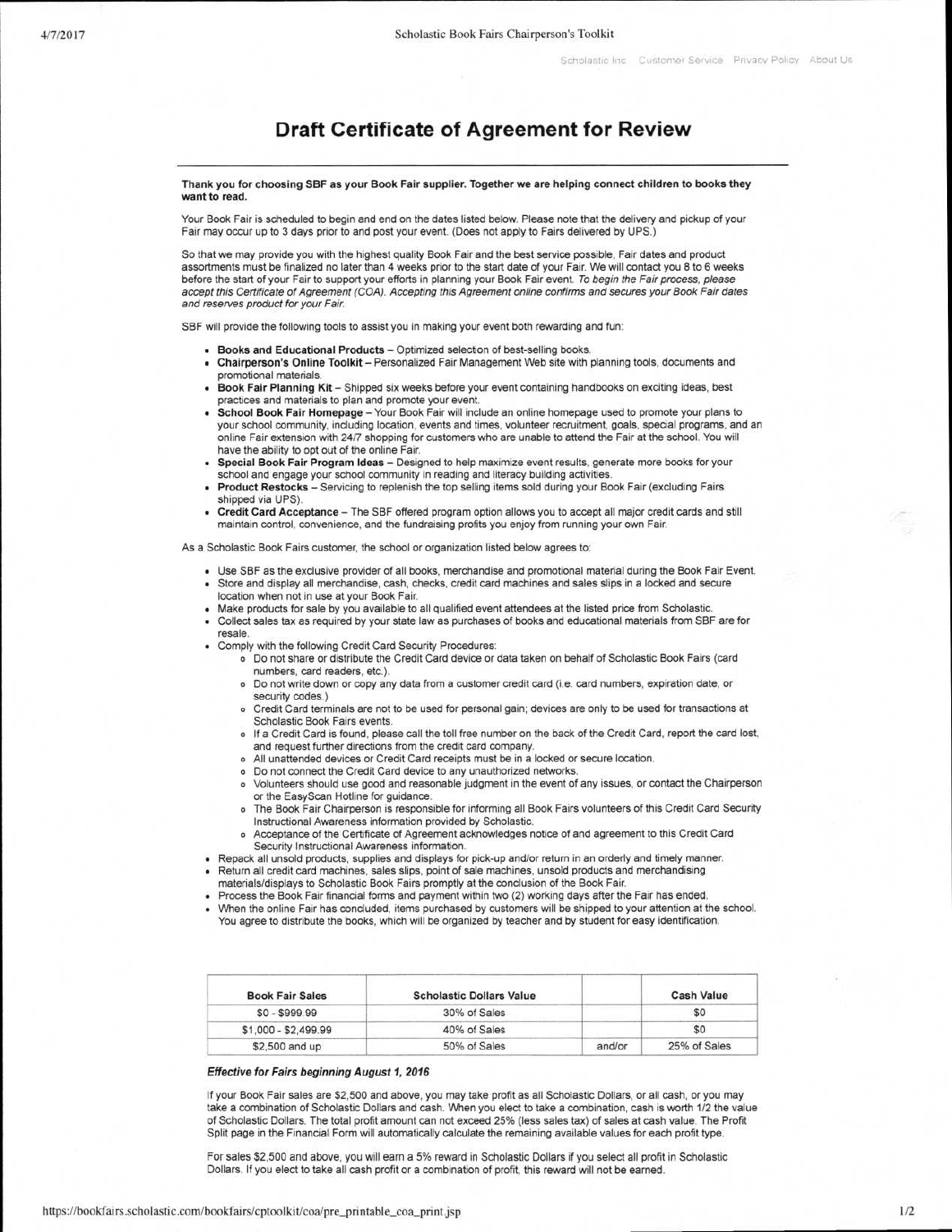# Draft Certificate of Agreement for Review

**Thank you for choosing SBF as your Book Fair supplier. Together we are helping connect children to books they want to read.**

Your Book Fair is scheduled to begin and end on the dates listed below. Please note that the delivery and pickup of your Fair may occur up to 3 days prior to and post your event. (Does not apply to Fairs delivered by UPS.)

So that we may provide you with the highest quality Book Fair and the best service possible, Fair dates and product assortments must be finalized no later than 4 weeks prior to the start date of your Fair. We will contact you 8 to 6 weeks before the start of your Fair to support your efforts in planning your Book Fair event. *To begin the Fair process, please accept this Certificate of Agreement (COA). Accepting this Agreement online confirms and secures your Book Fair dates and reserves product for your Fair.*

SBF will provide the following tools to assist you in making your event both rewarding and fun:

- **Books and Educational Products** – Optimized selection of best-selling books.
- **Chairperson's Online Toolkit** – Personalized Fair Management Web site with planning tools, documents and promotional materials.
- **Book Fair Planning Kit** – Shipped six weeks before your event containing handbooks on exciting ideas, best practices and materials to plan and promote your event.
- **School Book Fair Homepage** – Your Book Fair will include an online homepage used to promote your plans to your school community, including location, events and times, volunteer recruitment, goals, special programs, and an online Fair extension with 24/7 shopping for customers who are unable to attend the Fair at the school. You will have the ability to opt out of the online Fair.
- **Special Book Fair Program Ideas** – Designed to help maximize event results, generate more books for your school and engage your school community in reading and literacy building activities.
- **Product Restocks** – Servicing to replenish the top selling items sold during your Book Fair (excluding Fairs shipped via UPS).
- **Credit Card Acceptance** – The SBF offered program option allows you to accept all major credit cards and still maintain control, convenience, and the fundraising profits you enjoy from running your own Fair.

As a Scholastic Book Fairs customer, the school or organization listed below agrees to:

- Use SBF as the exclusive provider of all books, merchandise and promotional material during the Book Fair Event.
- Store and display all merchandise, cash, checks, credit card machines and sales slips in a locked and secure location when not in use at your Book Fair.
- Make products for sale by you available to all qualified event attendees at the listed price from Scholastic.
- Collect sales tax as required by your state law as purchases of books and educational materials from SBF are for resale.
- Comply with the following Credit Card Security Procedures:
    - Do not share or distribute the Credit Card device or data taken on behalf of Scholastic Book Fairs (card numbers, card readers, etc.).
    - Do not write down or copy any data from a customer credit card (i.e. card numbers, expiration date, or security codes.)
    - Credit Card terminals are not to be used for personal gain; devices are only to be used for transactions at Scholastic Book Fairs events.
    - If a Credit Card is found, please call the toll free number on the back of the Credit Card, report the card lost, and request further directions from the credit card company.
    - All unattended devices or Credit Card receipts must be in a locked or secure location.
    - Do not connect the Credit Card device to any unauthorized networks.
    - Volunteers should use good and reasonable judgment in the event of any issues, or contact the Chairperson or the EasyScan Hotline for guidance.
    - The Book Fair Chairperson is responsible for informing all Book Fairs volunteers of this Credit Card Security Instructional Awareness information provided by Scholastic.
    - Acceptance of the Certificate of Agreement acknowledges notice of and agreement to this Credit Card Security Instructional Awareness information.
- Repack all unsold products, supplies and displays for pick-up and/or return in an orderly and timely manner.
- Return all credit card machines, sales slips, point of sale machines, unsold products and merchandising materials/displays to Scholastic Book Fairs promptly at the conclusion of the Book Fair.
- Process the Book Fair financial forms and payment within two (2) working days after the Fair has ended.
- When the online Fair has concluded, items purchased by customers will be shipped to your attention at the school. You agree to distribute the books, which will be organized by teacher and by student for easy identification.

| Book Fair Sales | Scholastic Dollars Value | | Cash Value |
|---|---|---|---|
| $0 - $999.99 | 30% of Sales | | $0 |
| $1,000 - $2,499.99 | 40% of Sales | | $0 |
| $2,500 and up | 50% of Sales | and/or | 25% of Sales |

***Effective for Fairs beginning August 1, 2016***

If your Book Fair sales are $2,500 and above, you may take profit as all Scholastic Dollars, or all cash, or you may take a combination of Scholastic Dollars and cash. When you elect to take a combination, cash is worth 1/2 the value of Scholastic Dollars. The total profit amount can not exceed 25% (less sales tax) of sales at cash value. The Profit Split page in the Financial Form will automatically calculate the remaining available values for each profit type.

For sales $2,500 and above, you will earn a 5% reward in Scholastic Dollars if you select all profit in Scholastic Dollars. If you elect to take all cash profit or a combination of profit, this reward will not be earned.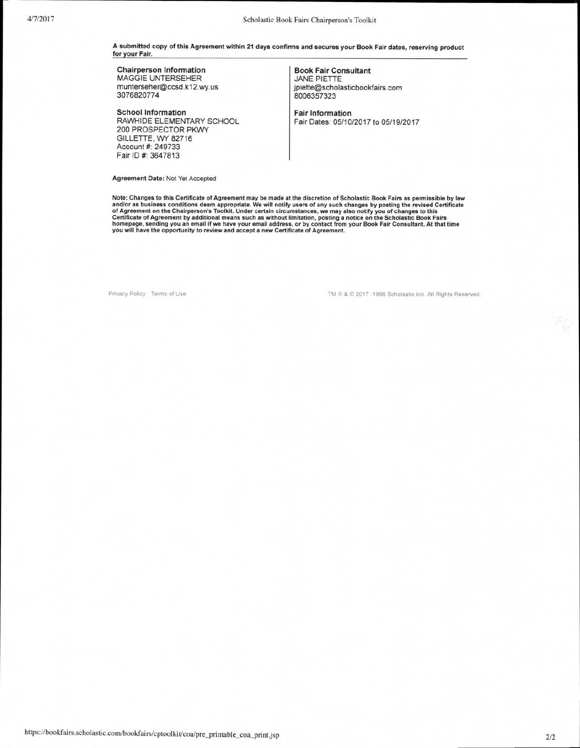**A submitted copy of this Agreement within 21 days confirms and secures your Book Fair dates, reserving product for your Fair.**

**Chairperson Information**
MAGGIE UNTERSEHER
munterseher@ccsd.k12.wy.us
3076820774

**School Information**
RAWHIDE ELEMENTARY SCHOOL
200 PROSPECTOR PKWY
GILLETTE, WY 82716
Account #: 249733
Fair ID #: 3647813

**Book Fair Consultant**
JANE PIETTE
jpiette@scholasticbookfairs.com
8006357323

**Fair Information**
Fair Dates: 05/10/2017 to 05/19/2017

**Agreement Date:** Not Yet Accepted

**Note: Changes to this Certificate of Agreement may be made at the discretion of Scholastic Book Fairs as permissible by law and/or as business conditions deem appropriate. We will notify users of any such changes by posting the revised Certificate of Agreement on the Chairperson's Toolkit. Under certain circumstances, we may also notify you of changes to this Certificate of Agreement by additional means such as without limitation, posting a notice on the Scholastic Book Fairs homepage, sending you an email if we have your email address, or by contact from your Book Fair Consultant. At that time you will have the opportunity to review and accept a new Certificate of Agreement.**

Privacy Policy Terms of Use

TM ® & © 2017 -1996 Scholastic Inc. All Rights Reserved.